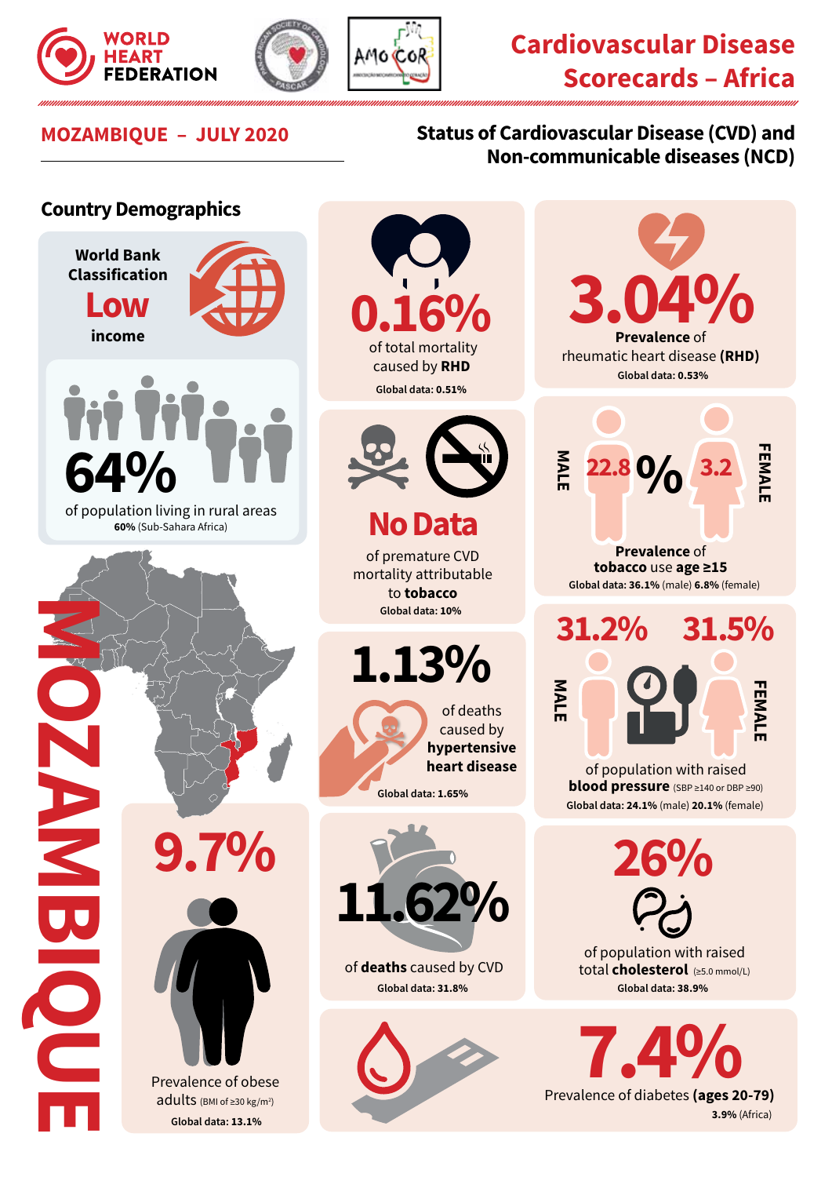# Cardiovascular Disease Scorecards – Africa

WORLD HEART FEDERATION

## MOZAMBIQUE – JULY 2020

## Status of Cardiovascular Disease (CVD) and Non-communicable diseases (NCD)

### Country Demographics

World Bank Classification
**Low**
income

**64%**
of population living in rural areas
**60%** (Sub-Sahara Africa)

MOZAMBIQUE

**0.16%**
of total mortality caused by **RHD**
Global data: 0.51%

**3.04%**
**Prevalence** of rheumatic heart disease **(RHD)**
Global data: 0.53%

**No Data**
of premature CVD mortality attributable to **tobacco**
Global data: 10%

MALE **22.8** % **3.2** FEMALE
**Prevalence** of **tobacco** use **age ≥15**
Global data: 36.1% (male) 6.8% (female)

**1.13%**
of deaths caused by **hypertensive heart disease**
Global data: 1.65%

MALE **31.2%** **31.5%** FEMALE
of population with raised **blood pressure** (SBP ≥140 or DBP ≥90)
Global data: 24.1% (male) 20.1% (female)

**9.7%**
Prevalence of obese adults (BMI of ≥30 kg/m²)
Global data: 13.1%

**11.62%**
of **deaths** caused by CVD
Global data: 31.8%

**26%**
of population with raised total **cholesterol** (≥5.0 mmol/L)
Global data: 38.9%

**7.4%**
Prevalence of diabetes **(ages 20-79)**
3.9% (Africa)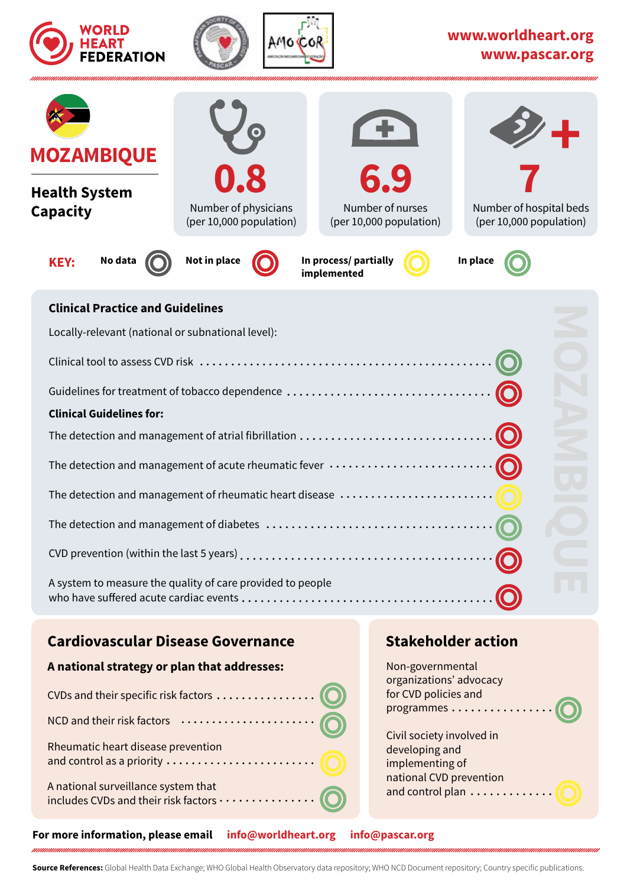WORLD HEART FEDERATION

www.worldheart.org
www.pascar.org

# MOZAMBIQUE

## Health System Capacity

**0.8**
Number of physicians (per 10,000 population)

**6.9**
Number of nurses (per 10,000 population)

**7**
Number of hospital beds (per 10,000 population)

**KEY:** No data (grey) | Not in place (red) | In process/ partially implemented (yellow) | In place (green)

## Clinical Practice and Guidelines

Locally-relevant (national or subnational level):

| Item | Status |
|---|---|
| Clinical tool to assess CVD risk | In place |
| Guidelines for treatment of tobacco dependence | Not in place |

**Clinical Guidelines for:**

| Item | Status |
|---|---|
| The detection and management of atrial fibrillation | Not in place |
| The detection and management of acute rheumatic fever | Not in place |
| The detection and management of rheumatic heart disease | In process/ partially implemented |
| The detection and management of diabetes | In place |
| CVD prevention (within the last 5 years) | Not in place |
| A system to measure the quality of care provided to people who have suffered acute cardiac events | Not in place |

## Cardiovascular Disease Governance

**A national strategy or plan that addresses:**

| Item | Status |
|---|---|
| CVDs and their specific risk factors | In place |
| NCD and their risk factors | In place |
| Rheumatic heart disease prevention and control as a priority | In process/ partially implemented |
| A national surveillance system that includes CVDs and their risk factors | In place |

## Stakeholder action

| Item | Status |
|---|---|
| Non-governmental organizations' advocacy for CVD policies and programmes | In place |
| Civil society involved in developing and implementing of national CVD prevention and control plan | In process/ partially implemented |

**For more information, please email** info@worldheart.org info@pascar.org

**Source References:** Global Health Data Exchange; WHO Global Health Observatory data repository; WHO NCD Document repository; Country specific publications.